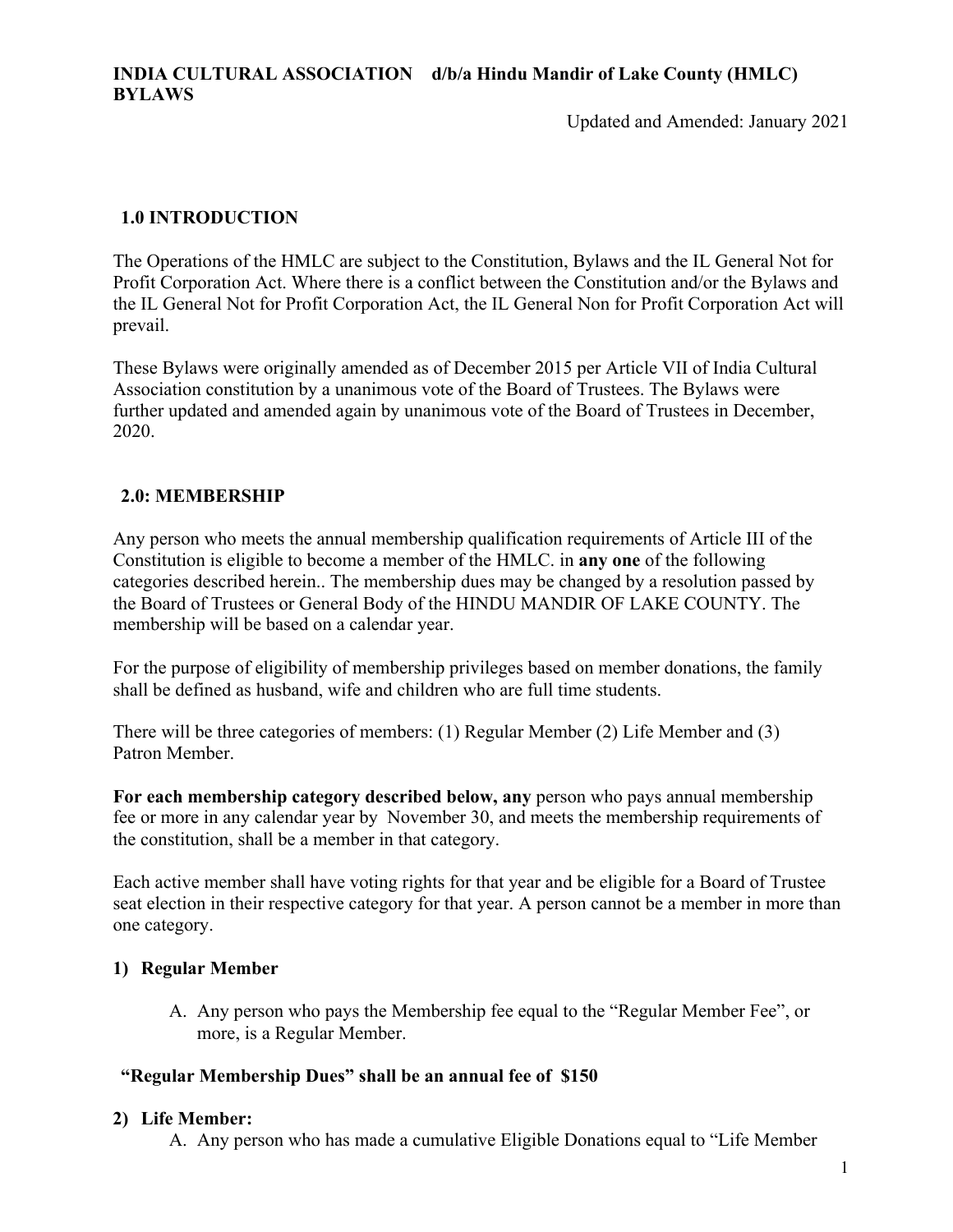**INDIA CULTURAL ASSOCIATION d/b/a Hindu Mandir of Lake County (HMLC) BYLAWS**

Updated and Amended: January 2021

## 1.0 INTRODUCTION

The Operations of the HMLC are subject to the Constitution, Bylaws and the IL General Not for Profit Corporation Act. Where there is a conflict between the Constitution and/or the Bylaws and the IL General Not for Profit Corporation Act, the IL General Non for Profit Corporation Act will prevail.

These Bylaws were originally amended as of December 2015 per Article VII of India Cultural Association constitution by a unanimous vote of the Board of Trustees. The Bylaws were further updated and amended again by unanimous vote of the Board of Trustees in December, 2020.

## 2.0: MEMBERSHIP

Any person who meets the annual membership qualification requirements of Article III of the Constitution is eligible to become a member of the HMLC. in **any one** of the following categories described herein.. The membership dues may be changed by a resolution passed by the Board of Trustees or General Body of the HINDU MANDIR OF LAKE COUNTY. The membership will be based on a calendar year.

For the purpose of eligibility of membership privileges based on member donations, the family shall be defined as husband, wife and children who are full time students.

There will be three categories of members: (1) Regular Member (2) Life Member and (3) Patron Member.

**For each membership category described below, any** person who pays annual membership fee or more in any calendar year by November 30, and meets the membership requirements of the constitution, shall be a member in that category.

Each active member shall have voting rights for that year and be eligible for a Board of Trustee seat election in their respective category for that year. A person cannot be a member in more than one category.

### 1) Regular Member

A. Any person who pays the Membership fee equal to the "Regular Member Fee", or more, is a Regular Member.

**"Regular Membership Dues" shall be an annual fee of $150**

### 2) Life Member:

A. Any person who has made a cumulative Eligible Donations equal to "Life Member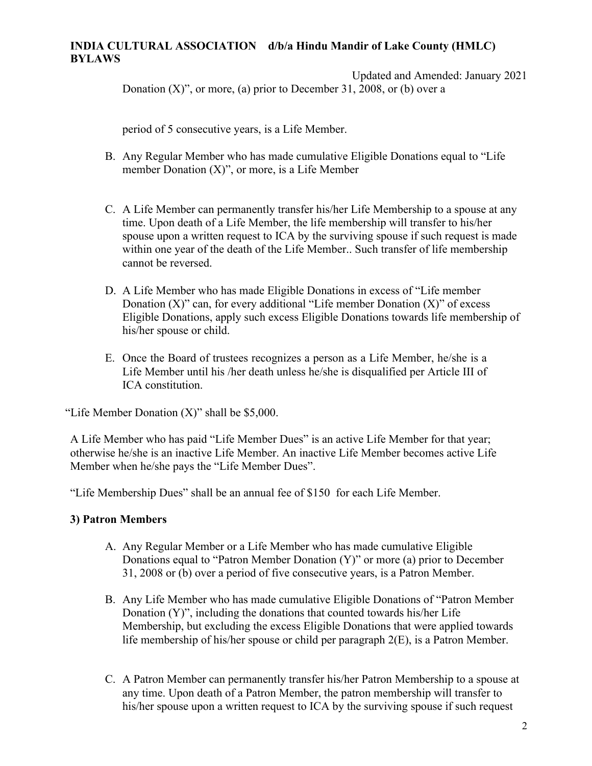Donation (X)", or more, (a) prior to December 31, 2008, or (b) over a period of 5 consecutive years, is a Life Member.

B. Any Regular Member who has made cumulative Eligible Donations equal to "Life member Donation (X)", or more, is a Life Member

C. A Life Member can permanently transfer his/her Life Membership to a spouse at any time. Upon death of a Life Member, the life membership will transfer to his/her spouse upon a written request to ICA by the surviving spouse if such request is made within one year of the death of the Life Member.. Such transfer of life membership cannot be reversed.

D. A Life Member who has made Eligible Donations in excess of "Life member Donation (X)" can, for every additional "Life member Donation (X)" of excess Eligible Donations, apply such excess Eligible Donations towards life membership of his/her spouse or child.

E. Once the Board of trustees recognizes a person as a Life Member, he/she is a Life Member until his /her death unless he/she is disqualified per Article III of ICA constitution.

"Life Member Donation (X)" shall be $5,000.

A Life Member who has paid "Life Member Dues" is an active Life Member for that year; otherwise he/she is an inactive Life Member. An inactive Life Member becomes active Life Member when he/she pays the "Life Member Dues".

"Life Membership Dues" shall be an annual fee of $150 for each Life Member.

**3) Patron Members**

A. Any Regular Member or a Life Member who has made cumulative Eligible Donations equal to "Patron Member Donation (Y)" or more (a) prior to December 31, 2008 or (b) over a period of five consecutive years, is a Patron Member.

B. Any Life Member who has made cumulative Eligible Donations of "Patron Member Donation (Y)", including the donations that counted towards his/her Life Membership, but excluding the excess Eligible Donations that were applied towards life membership of his/her spouse or child per paragraph 2(E), is a Patron Member.

C. A Patron Member can permanently transfer his/her Patron Membership to a spouse at any time. Upon death of a Patron Member, the patron membership will transfer to his/her spouse upon a written request to ICA by the surviving spouse if such request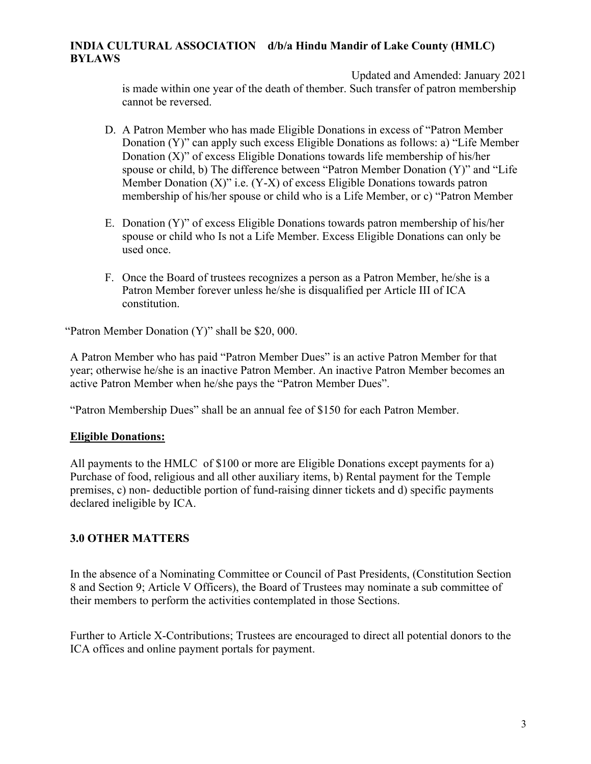is made within one year of the death of thember. Such transfer of patron membership cannot be reversed.

D. A Patron Member who has made Eligible Donations in excess of "Patron Member Donation (Y)" can apply such excess Eligible Donations as follows: a) "Life Member Donation (X)" of excess Eligible Donations towards life membership of his/her spouse or child, b) The difference between "Patron Member Donation (Y)" and "Life Member Donation (X)" i.e. (Y-X) of excess Eligible Donations towards patron membership of his/her spouse or child who is a Life Member, or c) "Patron Member

E. Donation (Y)" of excess Eligible Donations towards patron membership of his/her spouse or child who Is not a Life Member. Excess Eligible Donations can only be used once.

F. Once the Board of trustees recognizes a person as a Patron Member, he/she is a Patron Member forever unless he/she is disqualified per Article III of ICA constitution.

"Patron Member Donation (Y)" shall be $20, 000.

A Patron Member who has paid "Patron Member Dues" is an active Patron Member for that year; otherwise he/she is an inactive Patron Member. An inactive Patron Member becomes an active Patron Member when he/she pays the "Patron Member Dues".

"Patron Membership Dues" shall be an annual fee of $150 for each Patron Member.

**Eligible Donations:**

All payments to the HMLC of $100 or more are Eligible Donations except payments for a) Purchase of food, religious and all other auxiliary items, b) Rental payment for the Temple premises, c) non- deductible portion of fund-raising dinner tickets and d) specific payments declared ineligible by ICA.

## 3.0 OTHER MATTERS

In the absence of a Nominating Committee or Council of Past Presidents, (Constitution Section 8 and Section 9; Article V Officers), the Board of Trustees may nominate a sub committee of their members to perform the activities contemplated in those Sections.

Further to Article X-Contributions; Trustees are encouraged to direct all potential donors to the ICA offices and online payment portals for payment.